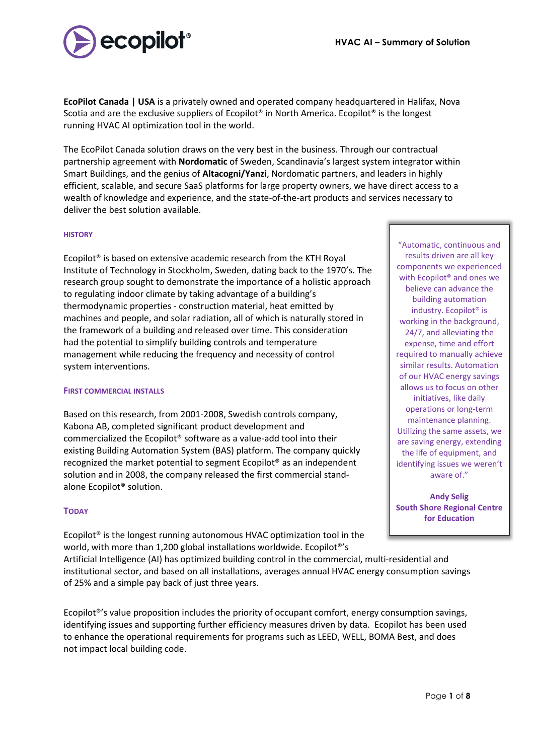# HVAC AI – Summary of Solution

**EcoPilot Canada | USA** is a privately owned and operated company headquartered in Halifax, Nova Scotia and are the exclusive suppliers of Ecopilot® in North America. Ecopilot® is the longest running HVAC AI optimization tool in the world.

The EcoPilot Canada solution draws on the very best in the business. Through our contractual partnership agreement with **Nordomatic** of Sweden, Scandinavia's largest system integrator within Smart Buildings, and the genius of **Altacogni/Yanzi**, Nordomatic partners, and leaders in highly efficient, scalable, and secure SaaS platforms for large property owners, we have direct access to a wealth of knowledge and experience, and the state-of-the-art products and services necessary to deliver the best solution available.

## HISTORY

Ecopilot® is based on extensive academic research from the KTH Royal Institute of Technology in Stockholm, Sweden, dating back to the 1970's. The research group sought to demonstrate the importance of a holistic approach to regulating indoor climate by taking advantage of a building's thermodynamic properties - construction material, heat emitted by machines and people, and solar radiation, all of which is naturally stored in the framework of a building and released over time. This consideration had the potential to simplify building controls and temperature management while reducing the frequency and necessity of control system interventions.

## FIRST COMMERCIAL INSTALLS

Based on this research, from 2001-2008, Swedish controls company, Kabona AB, completed significant product development and commercialized the Ecopilot® software as a value-add tool into their existing Building Automation System (BAS) platform. The company quickly recognized the market potential to segment Ecopilot® as an independent solution and in 2008, the company released the first commercial stand-alone Ecopilot® solution.

## TODAY

Ecopilot® is the longest running autonomous HVAC optimization tool in the world, with more than 1,200 global installations worldwide. Ecopilot®'s Artificial Intelligence (AI) has optimized building control in the commercial, multi-residential and institutional sector, and based on all installations, averages annual HVAC energy consumption savings of 25% and a simple pay back of just three years.

Ecopilot®'s value proposition includes the priority of occupant comfort, energy consumption savings, identifying issues and supporting further efficiency measures driven by data. Ecopilot has been used to enhance the operational requirements for programs such as LEED, WELL, BOMA Best, and does not impact local building code.

> "Automatic, continuous and results driven are all key components we experienced with Ecopilot® and ones we believe can advance the building automation industry. Ecopilot® is working in the background, 24/7, and alleviating the expense, time and effort required to manually achieve similar results. Automation of our HVAC energy savings allows us to focus on other initiatives, like daily operations or long-term maintenance planning. Utilizing the same assets, we are saving energy, extending the life of equipment, and identifying issues we weren't aware of."
>
> **Andy Selig**
> **South Shore Regional Centre for Education**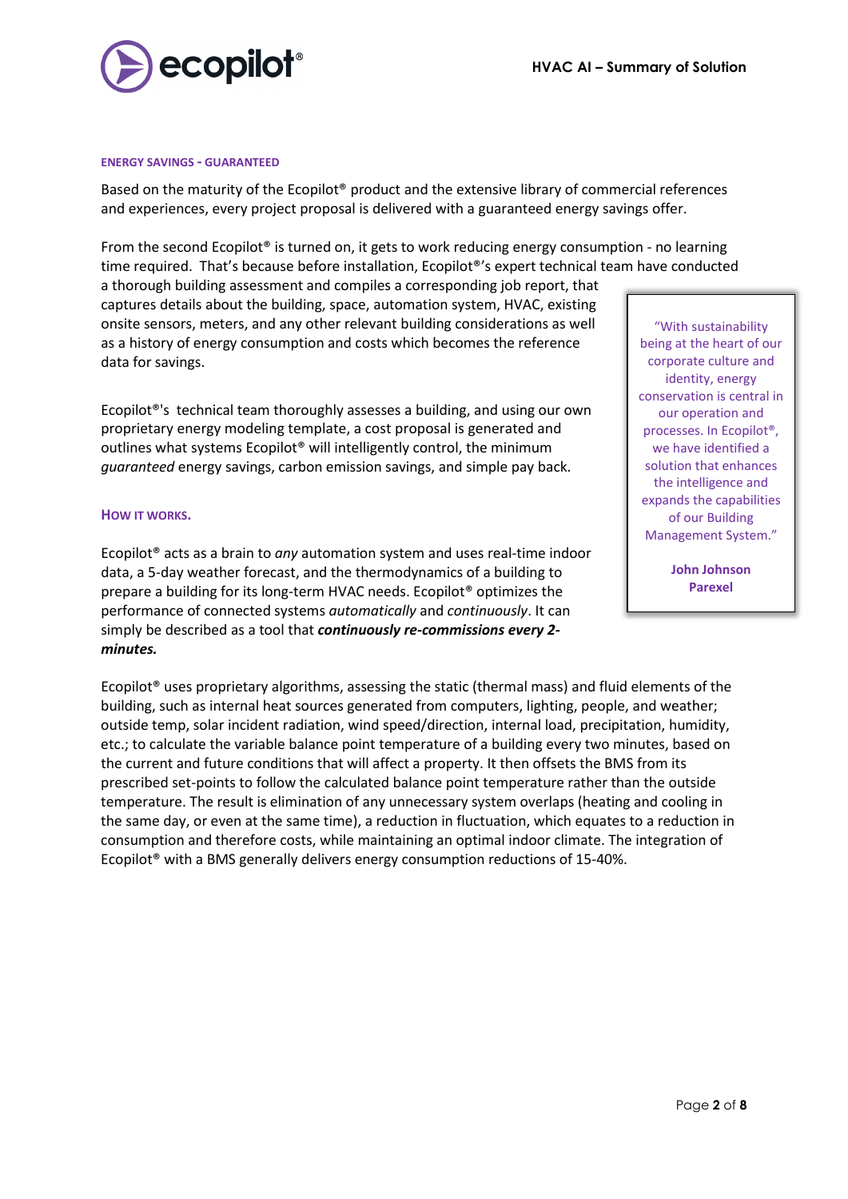## ENERGY SAVINGS - GUARANTEED

Based on the maturity of the Ecopilot® product and the extensive library of commercial references and experiences, every project proposal is delivered with a guaranteed energy savings offer.

From the second Ecopilot® is turned on, it gets to work reducing energy consumption - no learning time required. That's because before installation, Ecopilot®'s expert technical team have conducted a thorough building assessment and compiles a corresponding job report, that captures details about the building, space, automation system, HVAC, existing onsite sensors, meters, and any other relevant building considerations as well as a history of energy consumption and costs which becomes the reference data for savings.

Ecopilot®'s technical team thoroughly assesses a building, and using our own proprietary energy modeling template, a cost proposal is generated and outlines what systems Ecopilot® will intelligently control, the minimum *guaranteed* energy savings, carbon emission savings, and simple pay back.

> "With sustainability being at the heart of our corporate culture and identity, energy conservation is central in our operation and processes. In Ecopilot®, we have identified a solution that enhances the intelligence and expands the capabilities of our Building Management System."
>
> **John Johnson**
> **Parexel**

## HOW IT WORKS.

Ecopilot® acts as a brain to *any* automation system and uses real-time indoor data, a 5-day weather forecast, and the thermodynamics of a building to prepare a building for its long-term HVAC needs. Ecopilot® optimizes the performance of connected systems *automatically* and *continuously*. It can simply be described as a tool that ***continuously re-commissions every 2-minutes.***

Ecopilot® uses proprietary algorithms, assessing the static (thermal mass) and fluid elements of the building, such as internal heat sources generated from computers, lighting, people, and weather; outside temp, solar incident radiation, wind speed/direction, internal load, precipitation, humidity, etc.; to calculate the variable balance point temperature of a building every two minutes, based on the current and future conditions that will affect a property. It then offsets the BMS from its prescribed set-points to follow the calculated balance point temperature rather than the outside temperature. The result is elimination of any unnecessary system overlaps (heating and cooling in the same day, or even at the same time), a reduction in fluctuation, which equates to a reduction in consumption and therefore costs, while maintaining an optimal indoor climate. The integration of Ecopilot® with a BMS generally delivers energy consumption reductions of 15-40%.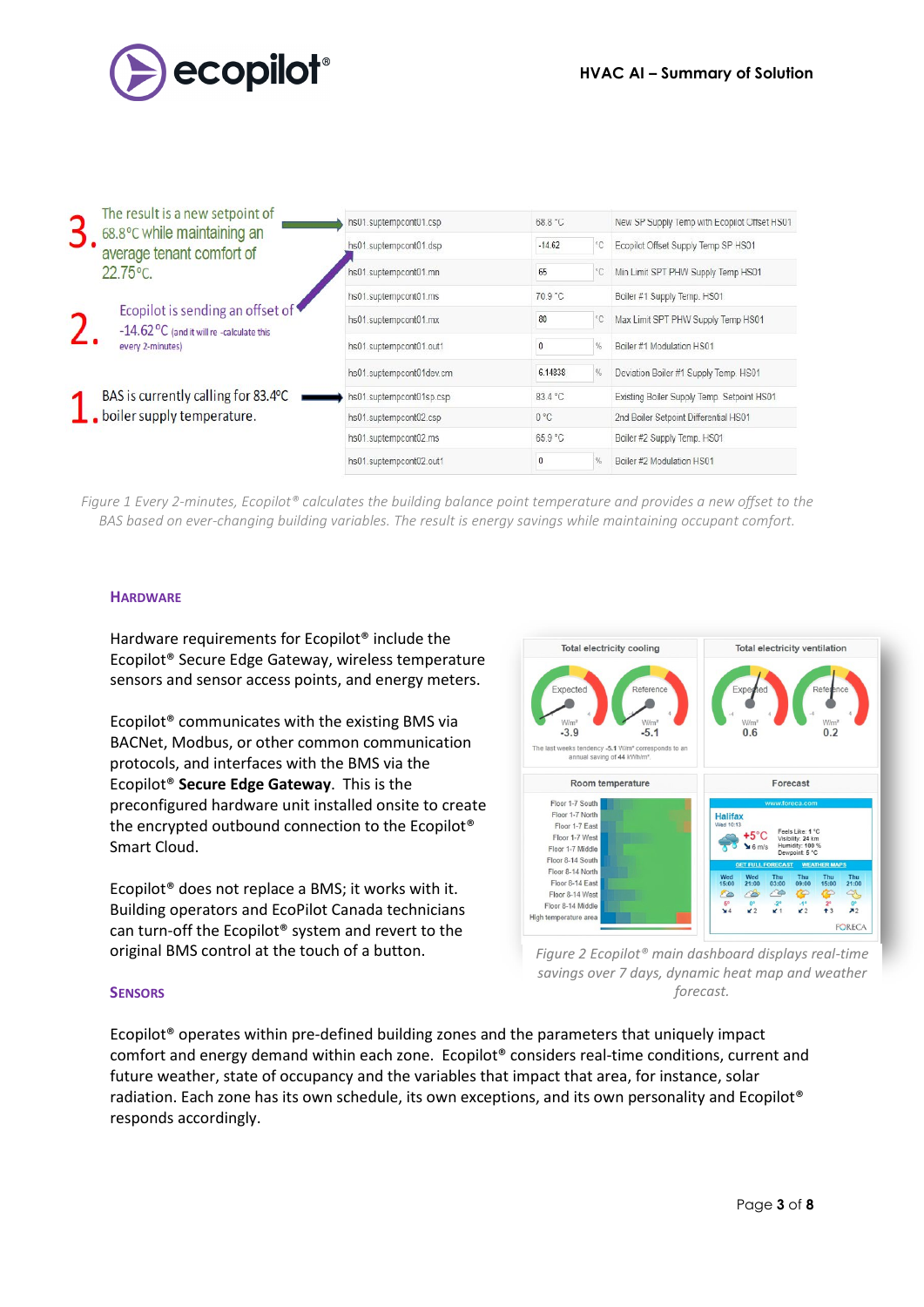3. The result is a new setpoint of 68.8°C while maintaining an average tenant comfort of 22.75°C.

2. Ecopilot is sending an offset of -14.62°C (and it will re-calculate this every 2-minutes)

1. BAS is currently calling for 83.4°C boiler supply temperature.

| | | | |
|---|---|---|---|
| hs01.suptempcont01.csp | 68.8 °C | | New SP Supply Temp with Ecopilot Offset HS01 |
| hs01.suptempcont01.dsp | -14.62 | °C | Ecopilot Offset Supply Temp SP HS01 |
| hs01.suptempcont01.mn | 65 | °C | Min Limit SPT PHW Supply Temp HS01 |
| hs01.suptempcont01.ms | 70.9 °C | | Boiler #1 Supply Temp. HS01 |
| hs01.suptempcont01.mx | 80 | °C | Max Limit SPT PHW Supply Temp HS01 |
| hs01.suptempcont01.out1 | 0 | % | Boiler #1 Modulation HS01 |
| hs01.suptempcont01dev.cm | 6.14838 | % | Deviation Boiler #1 Supply Temp. HS01 |
| hs01.suptempcont01sp.csp | 83.4 °C | | Existing Boiler Supply Temp. Setpoint HS01 |
| hs01.suptempcont02.csp | 0 °C | | 2nd Boiler Setpoint Differential HS01 |
| hs01.suptempcont02.ms | 65.9 °C | | Boiler #2 Supply Temp. HS01 |
| hs01.suptempcont02.out1 | 0 | % | Boiler #2 Modulation HS01 |

*Figure 1 Every 2-minutes, Ecopilot® calculates the building balance point temperature and provides a new offset to the BAS based on ever-changing building variables. The result is energy savings while maintaining occupant comfort.*

## Hardware

Hardware requirements for Ecopilot® include the Ecopilot® Secure Edge Gateway, wireless temperature sensors and sensor access points, and energy meters.

Ecopilot® communicates with the existing BMS via BACNet, Modbus, or other common communication protocols, and interfaces with the BMS via the Ecopilot® **Secure Edge Gateway**. This is the preconfigured hardware unit installed onsite to create the encrypted outbound connection to the Ecopilot® Smart Cloud.

Ecopilot® does not replace a BMS; it works with it. Building operators and EcoPilot Canada technicians can turn-off the Ecopilot® system and revert to the original BMS control at the touch of a button.

*Figure 2 Ecopilot® main dashboard displays real-time savings over 7 days, dynamic heat map and weather forecast.*

## Sensors

Ecopilot® operates within pre-defined building zones and the parameters that uniquely impact comfort and energy demand within each zone. Ecopilot® considers real-time conditions, current and future weather, state of occupancy and the variables that impact that area, for instance, solar radiation. Each zone has its own schedule, its own exceptions, and its own personality and Ecopilot® responds accordingly.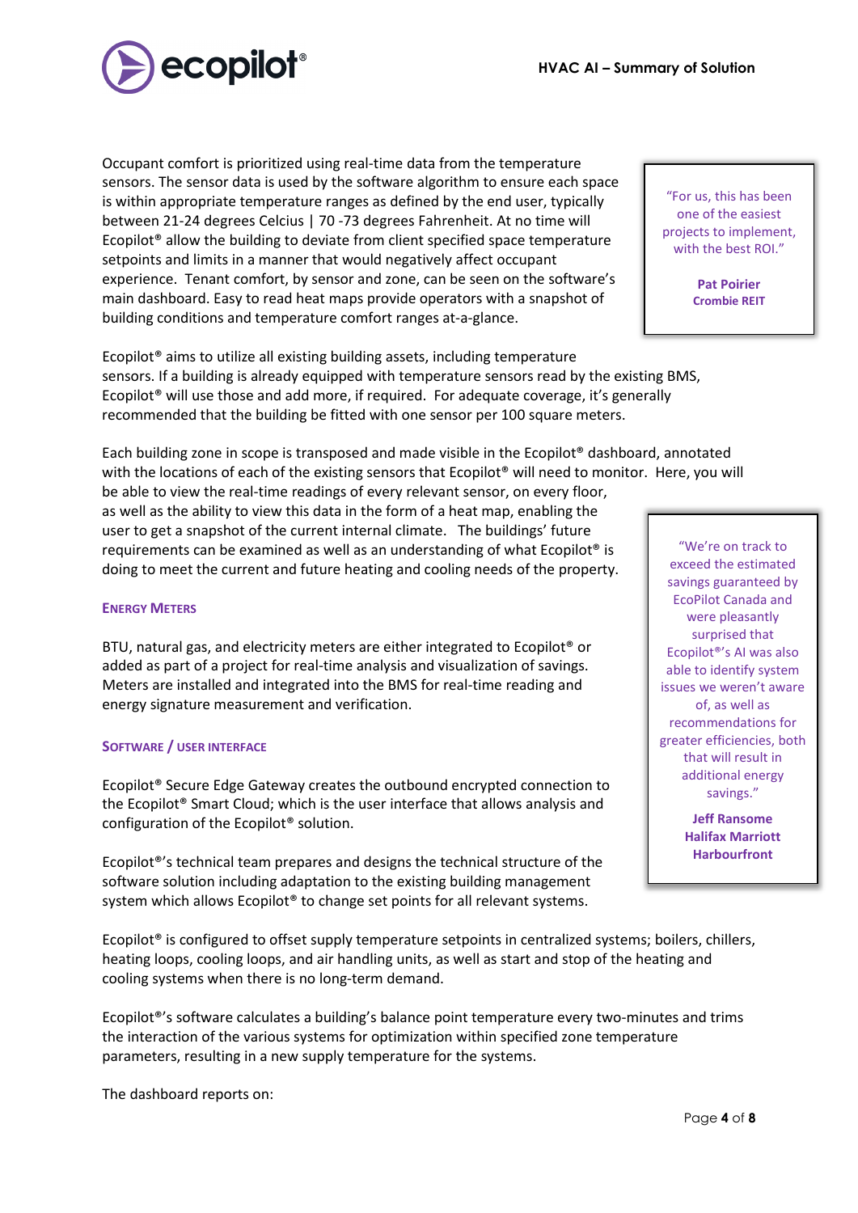Occupant comfort is prioritized using real-time data from the temperature sensors. The sensor data is used by the software algorithm to ensure each space is within appropriate temperature ranges as defined by the end user, typically between 21-24 degrees Celcius | 70 -73 degrees Fahrenheit. At no time will Ecopilot® allow the building to deviate from client specified space temperature setpoints and limits in a manner that would negatively affect occupant experience. Tenant comfort, by sensor and zone, can be seen on the software's main dashboard. Easy to read heat maps provide operators with a snapshot of building conditions and temperature comfort ranges at-a-glance.

> "For us, this has been one of the easiest projects to implement, with the best ROI."
>
> **Pat Poirier**
> **Crombie REIT**

Ecopilot® aims to utilize all existing building assets, including temperature sensors. If a building is already equipped with temperature sensors read by the existing BMS, Ecopilot® will use those and add more, if required. For adequate coverage, it's generally recommended that the building be fitted with one sensor per 100 square meters.

Each building zone in scope is transposed and made visible in the Ecopilot® dashboard, annotated with the locations of each of the existing sensors that Ecopilot® will need to monitor. Here, you will be able to view the real-time readings of every relevant sensor, on every floor, as well as the ability to view this data in the form of a heat map, enabling the user to get a snapshot of the current internal climate. The buildings' future requirements can be examined as well as an understanding of what Ecopilot® is doing to meet the current and future heating and cooling needs of the property.

> "We're on track to exceed the estimated savings guaranteed by EcoPilot Canada and were pleasantly surprised that Ecopilot®'s AI was also able to identify system issues we weren't aware of, as well as recommendations for greater efficiencies, both that will result in additional energy savings."
>
> **Jeff Ransome**
> **Halifax Marriott Harbourfront**

### Energy Meters

BTU, natural gas, and electricity meters are either integrated to Ecopilot® or added as part of a project for real-time analysis and visualization of savings. Meters are installed and integrated into the BMS for real-time reading and energy signature measurement and verification.

### Software / User Interface

Ecopilot® Secure Edge Gateway creates the outbound encrypted connection to the Ecopilot® Smart Cloud; which is the user interface that allows analysis and configuration of the Ecopilot® solution.

Ecopilot®'s technical team prepares and designs the technical structure of the software solution including adaptation to the existing building management system which allows Ecopilot® to change set points for all relevant systems.

Ecopilot® is configured to offset supply temperature setpoints in centralized systems; boilers, chillers, heating loops, cooling loops, and air handling units, as well as start and stop of the heating and cooling systems when there is no long-term demand.

Ecopilot®'s software calculates a building's balance point temperature every two-minutes and trims the interaction of the various systems for optimization within specified zone temperature parameters, resulting in a new supply temperature for the systems.

The dashboard reports on: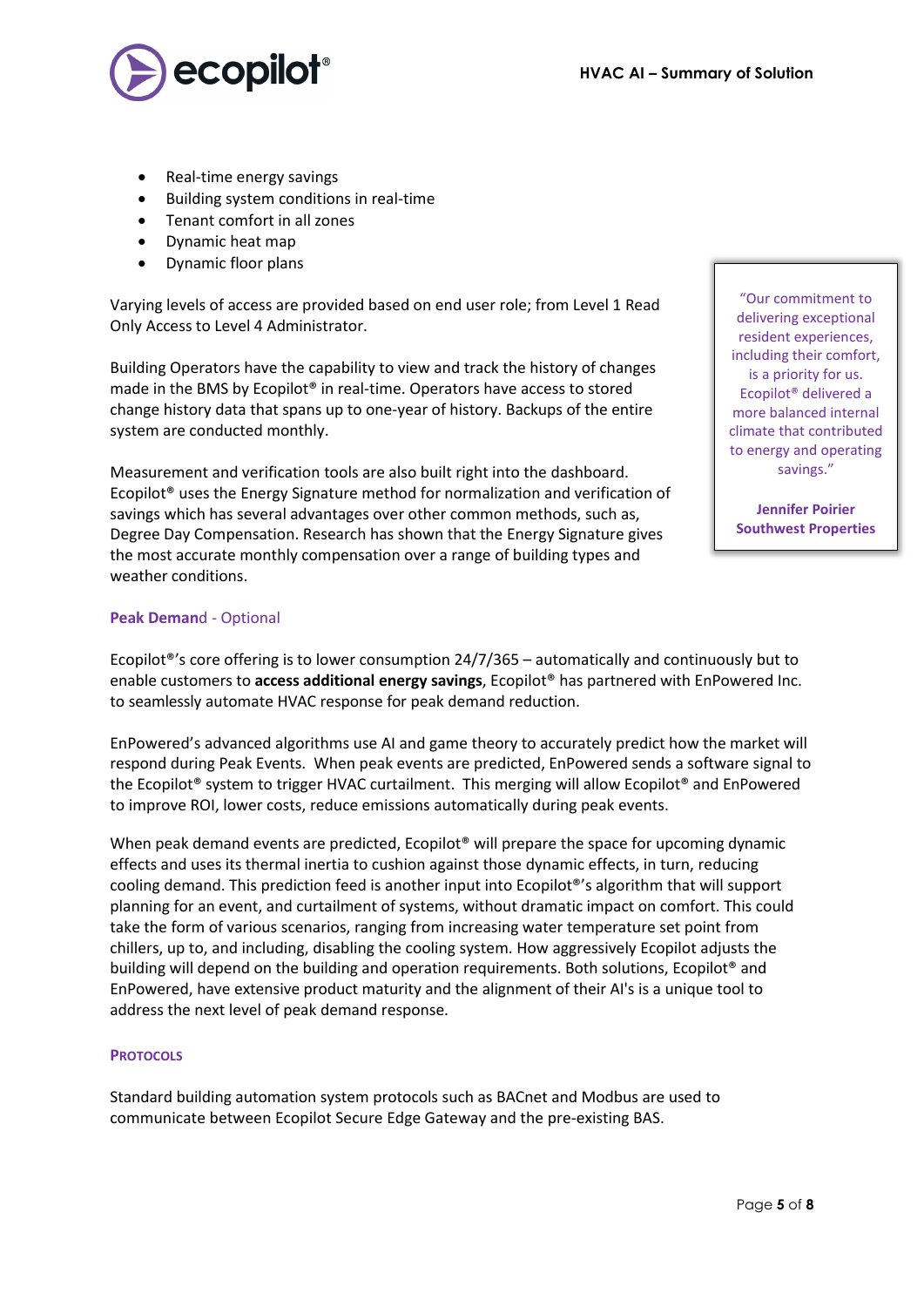- Real-time energy savings
- Building system conditions in real-time
- Tenant comfort in all zones
- Dynamic heat map
- Dynamic floor plans

Varying levels of access are provided based on end user role; from Level 1 Read Only Access to Level 4 Administrator.

Building Operators have the capability to view and track the history of changes made in the BMS by Ecopilot® in real-time. Operators have access to stored change history data that spans up to one-year of history. Backups of the entire system are conducted monthly.

Measurement and verification tools are also built right into the dashboard. Ecopilot® uses the Energy Signature method for normalization and verification of savings which has several advantages over other common methods, such as, Degree Day Compensation. Research has shown that the Energy Signature gives the most accurate monthly compensation over a range of building types and weather conditions.

> "Our commitment to delivering exceptional resident experiences, including their comfort, is a priority for us. Ecopilot® delivered a more balanced internal climate that contributed to energy and operating savings."
>
> **Jennifer Poirier**
> **Southwest Properties**

### Peak Demand - Optional

Ecopilot®'s core offering is to lower consumption 24/7/365 – automatically and continuously but to enable customers to **access additional energy savings**, Ecopilot® has partnered with EnPowered Inc. to seamlessly automate HVAC response for peak demand reduction.

EnPowered's advanced algorithms use AI and game theory to accurately predict how the market will respond during Peak Events. When peak events are predicted, EnPowered sends a software signal to the Ecopilot® system to trigger HVAC curtailment. This merging will allow Ecopilot® and EnPowered to improve ROI, lower costs, reduce emissions automatically during peak events.

When peak demand events are predicted, Ecopilot® will prepare the space for upcoming dynamic effects and uses its thermal inertia to cushion against those dynamic effects, in turn, reducing cooling demand. This prediction feed is another input into Ecopilot®'s algorithm that will support planning for an event, and curtailment of systems, without dramatic impact on comfort. This could take the form of various scenarios, ranging from increasing water temperature set point from chillers, up to, and including, disabling the cooling system. How aggressively Ecopilot adjusts the building will depend on the building and operation requirements. Both solutions, Ecopilot® and EnPowered, have extensive product maturity and the alignment of their AI's is a unique tool to address the next level of peak demand response.

### Protocols

Standard building automation system protocols such as BACnet and Modbus are used to communicate between Ecopilot Secure Edge Gateway and the pre-existing BAS.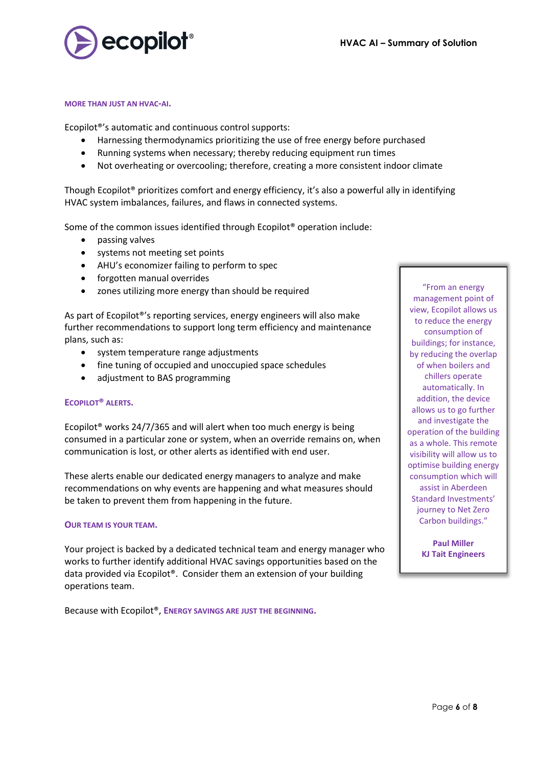## MORE THAN JUST AN HVAC-AI.

Ecopilot®'s automatic and continuous control supports:

- Harnessing thermodynamics prioritizing the use of free energy before purchased
- Running systems when necessary; thereby reducing equipment run times
- Not overheating or overcooling; therefore, creating a more consistent indoor climate

Though Ecopilot® prioritizes comfort and energy efficiency, it's also a powerful ally in identifying HVAC system imbalances, failures, and flaws in connected systems.

Some of the common issues identified through Ecopilot® operation include:

- passing valves
- systems not meeting set points
- AHU's economizer failing to perform to spec
- forgotten manual overrides
- zones utilizing more energy than should be required

As part of Ecopilot®'s reporting services, energy engineers will also make further recommendations to support long term efficiency and maintenance plans, such as:

- system temperature range adjustments
- fine tuning of occupied and unoccupied space schedules
- adjustment to BAS programming

## ECOPILOT® ALERTS.

Ecopilot® works 24/7/365 and will alert when too much energy is being consumed in a particular zone or system, when an override remains on, when communication is lost, or other alerts as identified with end user.

These alerts enable our dedicated energy managers to analyze and make recommendations on why events are happening and what measures should be taken to prevent them from happening in the future.

## OUR TEAM IS YOUR TEAM.

Your project is backed by a dedicated technical team and energy manager who works to further identify additional HVAC savings opportunities based on the data provided via Ecopilot®. Consider them an extension of your building operations team.

Because with Ecopilot®, **ENERGY SAVINGS ARE JUST THE BEGINNING.**

> "From an energy management point of view, Ecopilot allows us to reduce the energy consumption of buildings; for instance, by reducing the overlap of when boilers and chillers operate automatically. In addition, the device allows us to go further and investigate the operation of the building as a whole. This remote visibility will allow us to optimise building energy consumption which will assist in Aberdeen Standard Investments' journey to Net Zero Carbon buildings."
>
> **Paul Miller**
> **KJ Tait Engineers**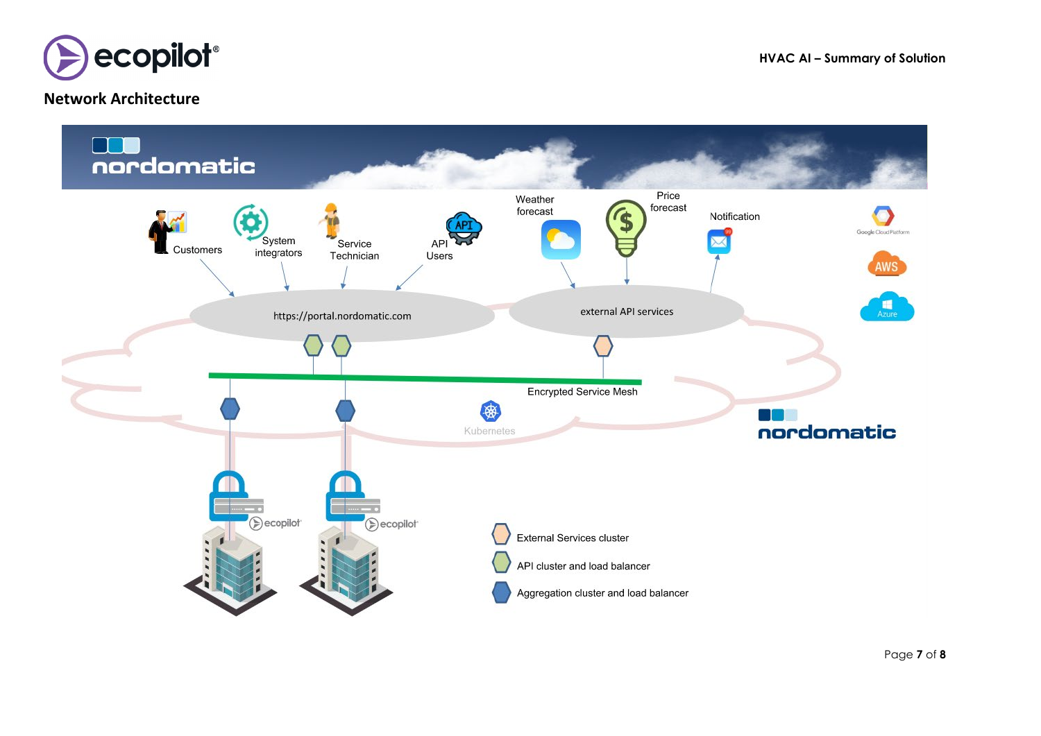## Network Architecture

nordomatic

Customers

System integrators

Service Technician

API Users

Weather forecast

Price forecast

Notification

Google Cloud Platform

AWS

Azure

https://portal.nordomatic.com

external API services

Encrypted Service Mesh

Kubernetes

nordomatic

ecopilot

ecopilot

External Services cluster

API cluster and load balancer

Aggregation cluster and load balancer